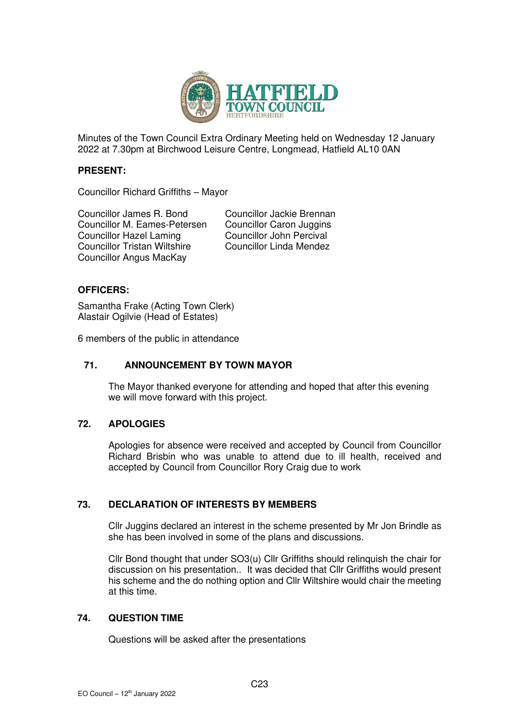Minutes of the Town Council Extra Ordinary Meeting held on Wednesday 12 January 2022 at 7.30pm at Birchwood Leisure Centre, Longmead, Hatfield AL10 0AN

**PRESENT:**

Councillor Richard Griffiths – Mayor

Councillor James R. Bond
Councillor M. Eames-Petersen
Councillor Hazel Laming
Councillor Tristan Wiltshire
Councillor Angus MacKay
Councillor Jackie Brennan
Councillor Caron Juggins
Councillor John Percival
Councillor Linda Mendez

**OFFICERS:**

Samantha Frake (Acting Town Clerk)
Alastair Ogilvie (Head of Estates)

6 members of the public in attendance

## 71. ANNOUNCEMENT BY TOWN MAYOR

The Mayor thanked everyone for attending and hoped that after this evening we will move forward with this project.

## 72. APOLOGIES

Apologies for absence were received and accepted by Council from Councillor Richard Brisbin who was unable to attend due to ill health, received and accepted by Council from Councillor Rory Craig due to work

## 73. DECLARATION OF INTERESTS BY MEMBERS

Cllr Juggins declared an interest in the scheme presented by Mr Jon Brindle as she has been involved in some of the plans and discussions.

Cllr Bond thought that under SO3(u) Cllr Griffiths should relinquish the chair for discussion on his presentation.. It was decided that Cllr Griffiths would present his scheme and the do nothing option and Cllr Wiltshire would chair the meeting at this time.

## 74. QUESTION TIME

Questions will be asked after the presentations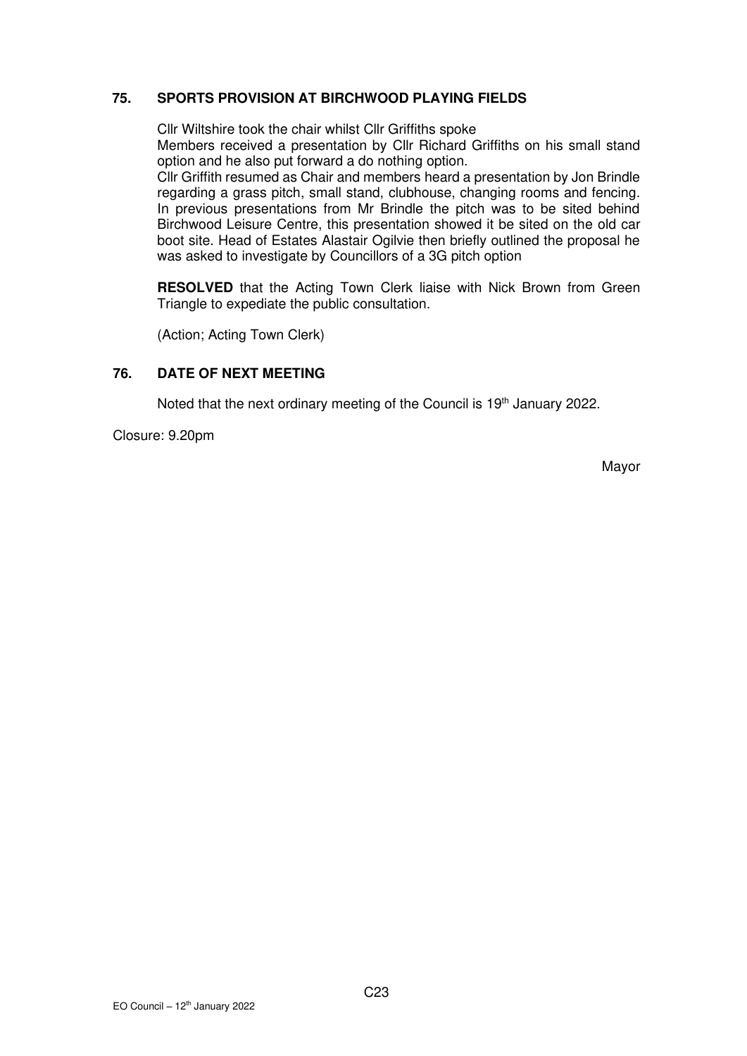## 75. SPORTS PROVISION AT BIRCHWOOD PLAYING FIELDS

Cllr Wiltshire took the chair whilst Cllr Griffiths spoke

Members received a presentation by Cllr Richard Griffiths on his small stand option and he also put forward a do nothing option.

Cllr Griffith resumed as Chair and members heard a presentation by Jon Brindle regarding a grass pitch, small stand, clubhouse, changing rooms and fencing. In previous presentations from Mr Brindle the pitch was to be sited behind Birchwood Leisure Centre, this presentation showed it be sited on the old car boot site. Head of Estates Alastair Ogilvie then briefly outlined the proposal he was asked to investigate by Councillors of a 3G pitch option

**RESOLVED** that the Acting Town Clerk liaise with Nick Brown from Green Triangle to expediate the public consultation.

(Action; Acting Town Clerk)

## 76. DATE OF NEXT MEETING

Noted that the next ordinary meeting of the Council is 19th January 2022.

Closure: 9.20pm

Mayor